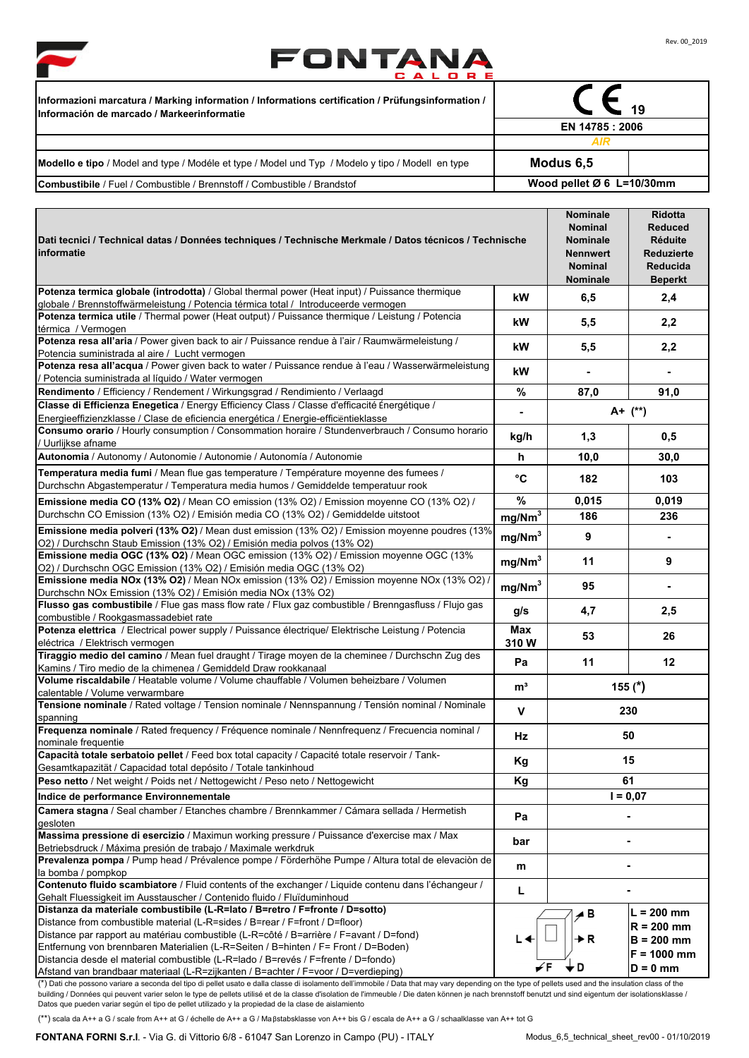Rev. 00_2019

# FONTANA CALORE

| Informazioni marcatura / Marking information / Informations certification / Prüfungsinformation / Información de marcado / Markeerinformatie | CE 19 |
|---|---|
| | EN 14785 : 2006 |
| | AIR |
| **Modello e tipo** / Model and type / Modéle et type / Model und Typ / Modelo y tipo / Modell en type | **Modus 6,5** |
| **Combustibile** / Fuel / Combustible / Brennstoff / Combustible / Brandstof | **Wood pellet Ø 6 L=10/30mm** |

| **Dati tecnici / Technical datas / Données techniques / Technische Merkmale / Datos técnicos / Technische informatie** | | **Nominale Nominal Nominale Nennwert Nominal Nominale** | **Ridotta Reduced Réduite Reduzierte Reducida Beperkt** |
|---|---|---|---|
| **Potenza termica globale (introdotta)** / Global thermal power (Heat input) / Puissance thermique globale / Brennstoffwärmeleistung / Potencia térmica total / Introduceerde vermogen | kW | 6,5 | 2,4 |
| **Potenza termica utile** / Thermal power (Heat output) / Puissance thermique / Leistung / Potencia térmica / Vermogen | kW | 5,5 | 2,2 |
| **Potenza resa all'aria** / Power given back to air / Puissance rendue à l'air / Raumwärmeleistung / Potencia suministrada al aire / Lucht vermogen | kW | 5,5 | 2,2 |
| **Potenza resa all'acqua** / Power given back to water / Puissance rendue à l'eau / Wasserwärmeleistung / Potencia suministrada al líquido / Water vermogen | kW | - | - |
| **Rendimento** / Efficiency / Rendement / Wirkungsgrad / Rendimiento / Verlaagd | % | 87,0 | 91,0 |
| **Classe di Efficienza Enegetica** / Energy Efficiency Class / Classe d'efficacité Énergétique / Energieeffizienzklasse / Clase de eficiencia energética / Energie-efficiëntieklasse | - | A+ (**) | |
| **Consumo orario** / Hourly consumption / Consommation horaire / Stundenverbrauch / Consumo horario / Uurlijkse afname | kg/h | 1,3 | 0,5 |
| **Autonomia** / Autonomy / Autonomie / Autonomie / Autonomía / Autonomie | h | 10,0 | 30,0 |
| **Temperatura media fumi** / Mean flue gas temperature / Température moyenne des fumees / Durchschn Abgastemperatur / Temperatura media humos / Gemiddelde temperatuur rook | °C | 182 | 103 |
| **Emissione media CO (13% O2)** / Mean CO emission (13% O2) / Emission moyenne CO (13% O2) / Durchschn CO Emission (13% O2) / Emisión media CO (13% O2) / Gemiddelde uitstoot | % | 0,015 | 0,019 |
| | $mg/Nm^3$ | 186 | 236 |
| **Emissione media polveri (13% O2)** / Mean dust emission (13% O2) / Emission moyenne poudres (13% O2) / Durchschn Staub Emission (13% O2) / Emisión media polvos (13% O2) | $mg/Nm^3$ | 9 | - |
| **Emissione media OGC (13% O2)** / Mean OGC emission (13% O2) / Emission moyenne OGC (13% O2) / Durchschn OGC Emission (13% O2) / Emisión media OGC (13% O2) | $mg/Nm^3$ | 11 | 9 |
| **Emissione media NOx (13% O2)** / Mean NOx emission (13% O2) / Emission moyenne NOx (13% O2) / Durchschn NOx Emission (13% O2) / Emisión media NOx (13% O2) | $mg/Nm^3$ | 95 | - |
| **Flusso gas combustibile** / Flue gas mass flow rate / Flux gaz combustible / Brenngasfluss / Flujo gas combustible / Rookgasmassadebiet rate | g/s | 4,7 | 2,5 |
| **Potenza elettrica** / Electrical power supply / Puissance électrique/ Elektrische Leistung / Potencia eléctrica / Elektrisch vermogen | Max 310 W | 53 | 26 |
| **Tiraggio medio del camino** / Mean fuel draught / Tirage moyen de la cheminee / Durchschn Zug des Kamins / Tiro medio de la chimenea / Gemiddeld Draw rookkanaal | Pa | 11 | 12 |
| **Volume riscaldabile** / Heatable volume / Volume chauffable / Volumen beheizbare / Volumen calentable / Volume verwarmbare | m³ | 155 (*) | |
| **Tensione nominale** / Rated voltage / Tension nominale / Nennspannung / Tensión nominal / Nominale spanning | V | 230 | |
| **Frequenza nominale** / Rated frequency / Fréquence nominale / Nennfrequenz / Frecuencia nominal / nominale frequentie | Hz | 50 | |
| **Capacità totale serbatoio pellet** / Feed box total capacity / Capacité totale reservoir / Tank-Gesamtkapazität / Capacidad total depósito / Totale tankinhoud | Kg | 15 | |
| **Peso netto** / Net weight / Poids net / Nettogewicht / Peso neto / Nettogewicht | Kg | 61 | |
| **Indice de performance Environnementale** | | I = 0,07 | |
| **Camera stagna** / Seal chamber / Etanches chambre / Brennkammer / Cámara sellada / Hermetish gesloten | Pa | - | |
| **Massima pressione di esercizio** / Maximun working pressure / Puissance d'exercise max / Max Betriebsdruck / Máxima presión de trabajo / Maximale werkdruk | bar | - | |
| **Prevalenza pompa** / Pump head / Prévalence pompe / Förderhöhe Pumpe / Altura total de elevaciòn de la bomba / pompkop | m | - | |
| **Contenuto fluido scambiatore** / Fluid contents of the exchanger / Liquide contenu dans l'échangeur / Gehalt Fluessigkeit im Ausstauscher / Contenido fluido / Fluïduminhoud | L | - | |
| **Distanza da materiale combustibile (L-R=lato / B=retro / F=fronte / D=sotto)** / Distance from combustible material (L-R=sides / B=rear / F=front / D=floor) / Distance par rapport au matériau combustible (L-R=côté / B=arrière / F=avant / D=fond) / Entfernung von brennbaren Materialien (L-R=Seiten / B=hinten / F= Front / D=Boden) / Distancia desde el material combustible (L-R=lado / B=revés / F=frente / D=fondo) / Afstand van brandbaar materiaal (L-R=zijkanten / B=achter / F=voor / D=verdieping) | L, R, B, F, D | L = 200 mm<br>R = 200 mm<br>B = 200 mm<br>F = 1000 mm<br>D = 0 mm | |

(*) Dati che possono variare a seconda del tipo di pellet usato e dalla classe di isolamento dell'immobile / Data that may vary depending on the type of pellets used and the insulation class of the building / Données qui peuvent varier selon le type de pellets utilisé et de la classe d'isolation de l'immeuble / Die daten können je nach brennstoff benutzt und sind eigentum der isolationsklasse / Datos que pueden variar según el tipo de pellet utilizado y la propiedad de la clase de aislamiento

(**) scala da A++ a G / scale from A++ at G / échelle de A++ a G / Maβstabsklasse von A++ bis G / escala de A++ a G / schaalklasse van A++ tot G

**FONTANA FORNI S.r.l.** - Via G. di Vittorio 6/8 - 61047 San Lorenzo in Campo (PU) - ITALY

Modus_6,5_technical_sheet_rev00 - 01/10/2019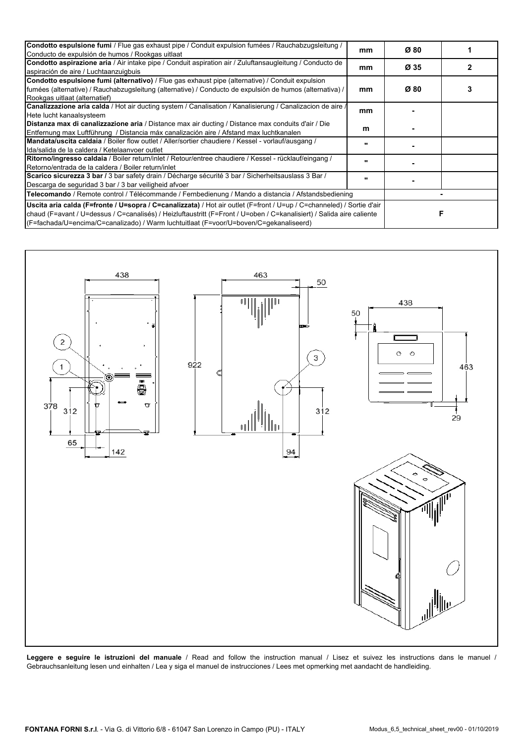| | | | |
|---|---|---|---|
| **Condotto espulsione fumi** / Flue gas exhaust pipe / Conduit expulsion fumées / Rauchabzugsleitung / Conducto de expulsión de humos / Rookgas uitlaat | mm | Ø 80 | 1 |
| **Condotto aspirazione aria** / Air intake pipe / Conduit aspiration air / Zuluftansaugleitung / Conducto de aspiración de aire / Luchtaanzuigbuis | mm | Ø 35 | 2 |
| **Condotto espulsione fumi (alternativo)** / Flue gas exhaust pipe (alternative) / Conduit expulsion fumées (alternative) / Rauchabzugsleitung (alternative) / Conducto de expulsión de humos (alternativa) / Rookgas uitlaat (alternatief) | mm | Ø 80 | 3 |
| **Canalizzazione aria calda** / Hot air ducting system / Canalisation / Kanalisierung / Canalizacion de aire / Hete lucht kanaalsysteem | mm | - | |
| **Distanza max di canalizzazione aria** / Distance max air ducting / Distance max conduits d'air / Die Entfernung max Luftführung / Distancia máx canalización aire / Afstand max luchtkanalen | m | - | |
| **Mandata/uscita caldaia** / Boiler flow outlet / Aller/sortier chaudiere / Kessel - vorlauf/ausgang / Ida/salida de la caldera / Ketelaanvoer outlet | " | - | |
| **Ritorno/ingresso caldaia** / Boiler return/inlet / Retour/entree chaudiere / Kessel - rücklauf/eingang / Retorno/entrada de la caldera / Boiler return/inlet | " | - | |
| **Scarico sicurezza 3 bar /** 3 bar safety drain / Décharge sécurité 3 bar / Sicherheitsauslass 3 Bar / Descarga de seguridad 3 bar / 3 bar veiligheid afvoer | " | - | |
| **Telecomando** / Remote control / Télécommande / Fernbedienung / Mando a distancia / Afstandsbediening | | - | |
| **Uscita aria calda (F=fronte / U=sopra / C=canalizzata)** / Hot air outlet (F=front / U=up / C=channeled) / Sortie d'air chaud (F=avant / U=dessus / C=canalisés) / Heizluftaustritt (F=Front / U=oben / C=kanalisiert) / Salida aire caliente (F=fachada/U=encima/C=canalizado) / Warm luchtuitlaat (F=voor/U=boven/C=gekanaliseerd) | | F | |

438
463
50
438
50
463
29
922
2
1
3
378
312
312
65
142
94

**Leggere e seguire le istruzioni del manuale** / Read and follow the instruction manual / Lisez et suivez les instructions dans le manuel / Gebrauchsanleitung lesen und einhalten / Lea y siga el manuel de instrucciones / Lees met opmerking met aandacht de handleiding.

**FONTANA FORNI S.r.l.** - Via G. di Vittorio 6/8 - 61047 San Lorenzo in Campo (PU) - ITALY

Modus_6,5_technical_sheet_rev00 - 01/10/2019